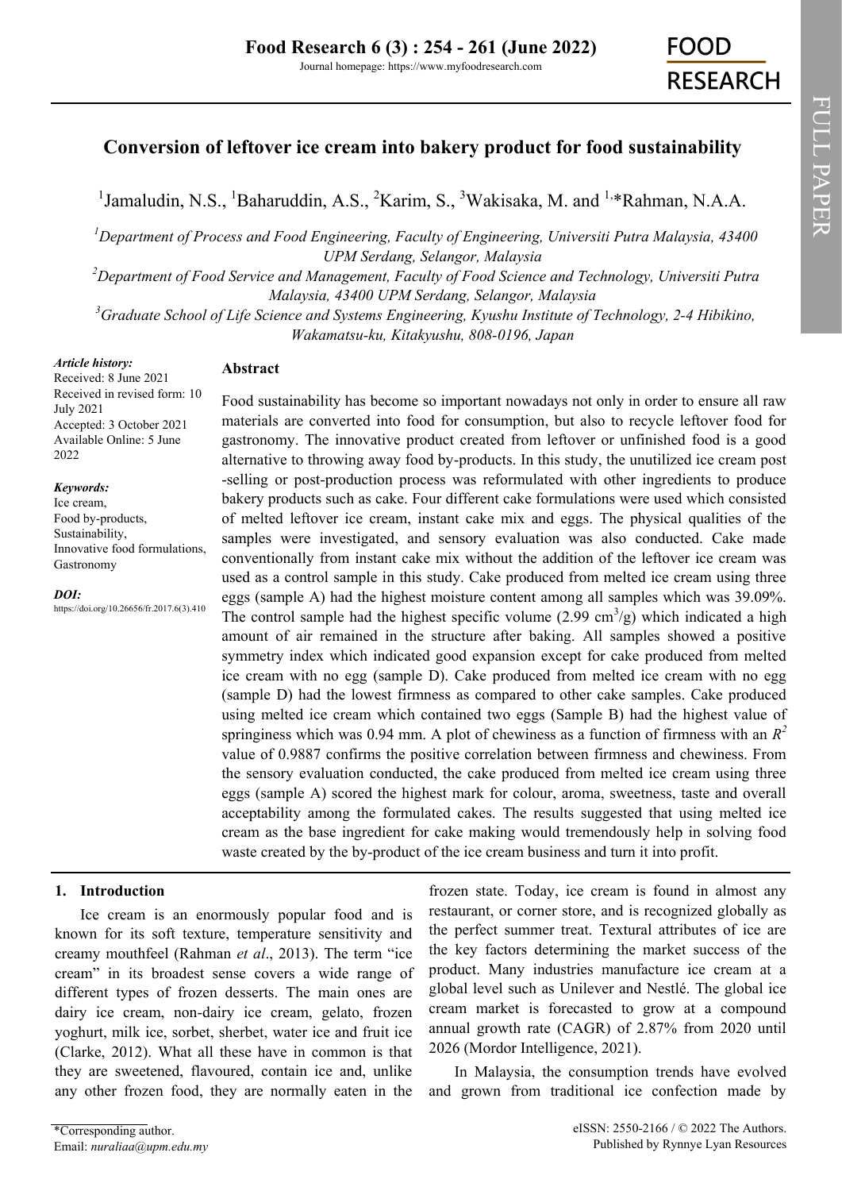# Conversion of leftover ice cream into bakery product for food sustainability

[1]Jamaludin, N.S., [1]Baharuddin, A.S., [2]Karim, S., [3]Wakisaka, M. and [1,*]Rahman, N.A.A.

[1]*Department of Process and Food Engineering, Faculty of Engineering, Universiti Putra Malaysia, 43400 UPM Serdang, Selangor, Malaysia*

[2]*Department of Food Service and Management, Faculty of Food Science and Technology, Universiti Putra Malaysia, 43400 UPM Serdang, Selangor, Malaysia*

[3]*Graduate School of Life Science and Systems Engineering, Kyushu Institute of Technology, 2-4 Hibikino, Wakamatsu-ku, Kitakyushu, 808-0196, Japan*

***Article history:***
Received: 8 June 2021
Received in revised form: 10 July 2021
Accepted: 3 October 2021
Available Online: 5 June 2022

***Keywords:***
Ice cream,
Food by-products,
Sustainability,
Innovative food formulations,
Gastronomy

***DOI:***
https://doi.org/10.26656/fr.2017.6(3).410

## Abstract

Food sustainability has become so important nowadays not only in order to ensure all raw materials are converted into food for consumption, but also to recycle leftover food for gastronomy. The innovative product created from leftover or unfinished food is a good alternative to throwing away food by-products. In this study, the unutilized ice cream post-selling or post-production process was reformulated with other ingredients to produce bakery products such as cake. Four different cake formulations were used which consisted of melted leftover ice cream, instant cake mix and eggs. The physical qualities of the samples were investigated, and sensory evaluation was also conducted. Cake made conventionally from instant cake mix without the addition of the leftover ice cream was used as a control sample in this study. Cake produced from melted ice cream using three eggs (sample A) had the highest moisture content among all samples which was 39.09%. The control sample had the highest specific volume (2.99 $cm^3/g$) which indicated a high amount of air remained in the structure after baking. All samples showed a positive symmetry index which indicated good expansion except for cake produced from melted ice cream with no egg (sample D). Cake produced from melted ice cream with no egg (sample D) had the lowest firmness as compared to other cake samples. Cake produced using melted ice cream which contained two eggs (Sample B) had the highest value of springiness which was 0.94 mm. A plot of chewiness as a function of firmness with an $R^2$ value of 0.9887 confirms the positive correlation between firmness and chewiness. From the sensory evaluation conducted, the cake produced from melted ice cream using three eggs (sample A) scored the highest mark for colour, aroma, sweetness, taste and overall acceptability among the formulated cakes. The results suggested that using melted ice cream as the base ingredient for cake making would tremendously help in solving food waste created by the by-product of the ice cream business and turn it into profit.

## 1. Introduction

Ice cream is an enormously popular food and is known for its soft texture, temperature sensitivity and creamy mouthfeel (Rahman *et al*., 2013). The term "ice cream" in its broadest sense covers a wide range of different types of frozen desserts. The main ones are dairy ice cream, non-dairy ice cream, gelato, frozen yoghurt, milk ice, sorbet, sherbet, water ice and fruit ice (Clarke, 2012). What all these have in common is that they are sweetened, flavoured, contain ice and, unlike any other frozen food, they are normally eaten in the frozen state. Today, ice cream is found in almost any restaurant, or corner store, and is recognized globally as the perfect summer treat. Textural attributes of ice are the key factors determining the market success of the product. Many industries manufacture ice cream at a global level such as Unilever and Nestlé. The global ice cream market is forecasted to grow at a compound annual growth rate (CAGR) of 2.87% from 2020 until 2026 (Mordor Intelligence, 2021).

In Malaysia, the consumption trends have evolved and grown from traditional ice confection made by

*Corresponding author.
Email: *nuraliaa@upm.edu.my*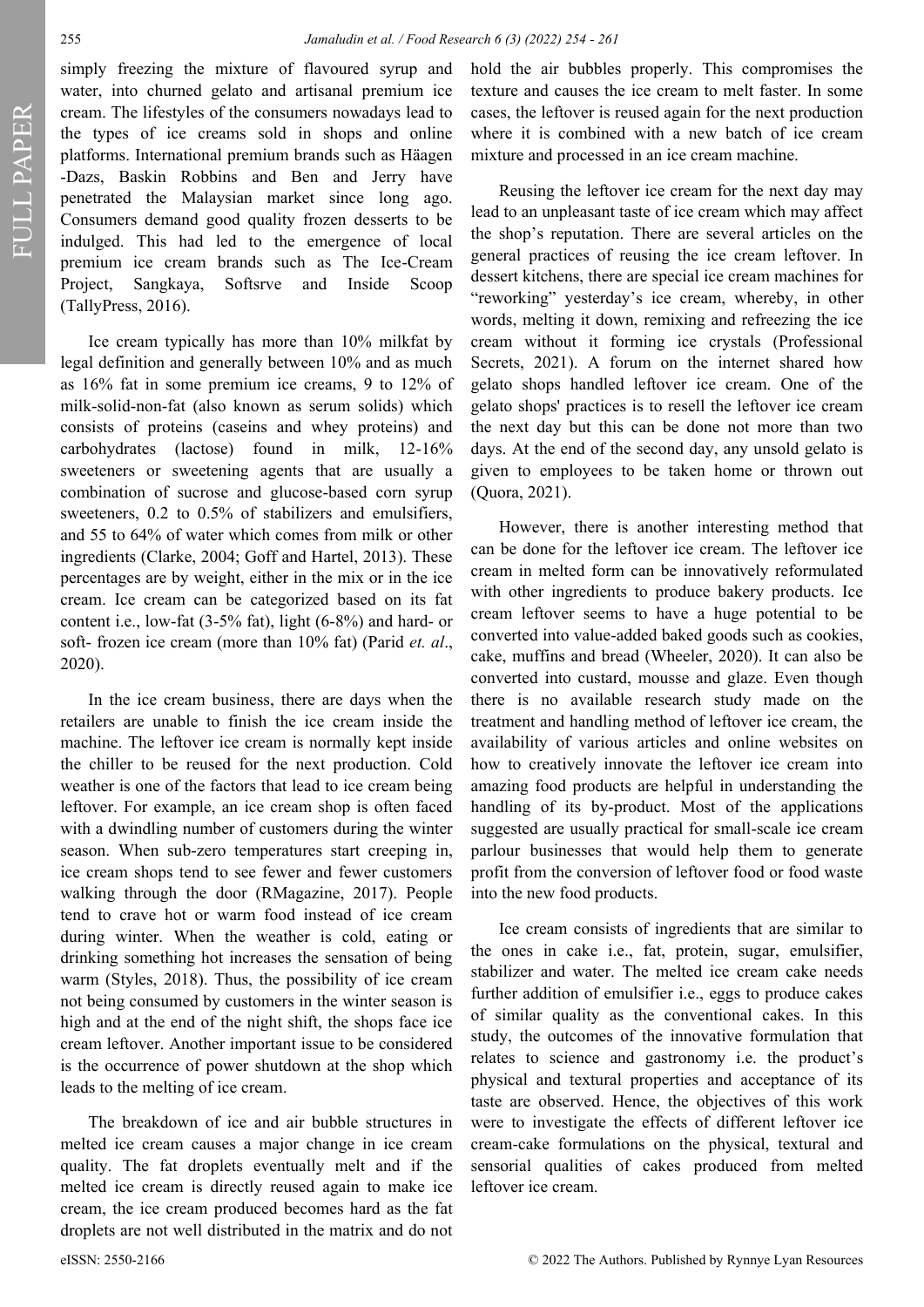simply freezing the mixture of flavoured syrup and water, into churned gelato and artisanal premium ice cream. The lifestyles of the consumers nowadays lead to the types of ice creams sold in shops and online platforms. International premium brands such as Häagen -Dazs, Baskin Robbins and Ben and Jerry have penetrated the Malaysian market since long ago. Consumers demand good quality frozen desserts to be indulged. This had led to the emergence of local premium ice cream brands such as The Ice-Cream Project, Sangkaya, Softsrve and Inside Scoop (TallyPress, 2016).

Ice cream typically has more than 10% milkfat by legal definition and generally between 10% and as much as 16% fat in some premium ice creams, 9 to 12% of milk-solid-non-fat (also known as serum solids) which consists of proteins (caseins and whey proteins) and carbohydrates (lactose) found in milk, 12-16% sweeteners or sweetening agents that are usually a combination of sucrose and glucose-based corn syrup sweeteners, 0.2 to 0.5% of stabilizers and emulsifiers, and 55 to 64% of water which comes from milk or other ingredients (Clarke, 2004; Goff and Hartel, 2013). These percentages are by weight, either in the mix or in the ice cream. Ice cream can be categorized based on its fat content i.e., low-fat (3-5% fat), light (6-8%) and hard- or soft- frozen ice cream (more than 10% fat) (Parid *et. al*., 2020).

In the ice cream business, there are days when the retailers are unable to finish the ice cream inside the machine. The leftover ice cream is normally kept inside the chiller to be reused for the next production. Cold weather is one of the factors that lead to ice cream being leftover. For example, an ice cream shop is often faced with a dwindling number of customers during the winter season. When sub-zero temperatures start creeping in, ice cream shops tend to see fewer and fewer customers walking through the door (RMagazine, 2017). People tend to crave hot or warm food instead of ice cream during winter. When the weather is cold, eating or drinking something hot increases the sensation of being warm (Styles, 2018). Thus, the possibility of ice cream not being consumed by customers in the winter season is high and at the end of the night shift, the shops face ice cream leftover. Another important issue to be considered is the occurrence of power shutdown at the shop which leads to the melting of ice cream.

The breakdown of ice and air bubble structures in melted ice cream causes a major change in ice cream quality. The fat droplets eventually melt and if the melted ice cream is directly reused again to make ice cream, the ice cream produced becomes hard as the fat droplets are not well distributed in the matrix and do not hold the air bubbles properly. This compromises the texture and causes the ice cream to melt faster. In some cases, the leftover is reused again for the next production where it is combined with a new batch of ice cream mixture and processed in an ice cream machine.

Reusing the leftover ice cream for the next day may lead to an unpleasant taste of ice cream which may affect the shop's reputation. There are several articles on the general practices of reusing the ice cream leftover. In dessert kitchens, there are special ice cream machines for "reworking" yesterday's ice cream, whereby, in other words, melting it down, remixing and refreezing the ice cream without it forming ice crystals (Professional Secrets, 2021). A forum on the internet shared how gelato shops handled leftover ice cream. One of the gelato shops' practices is to resell the leftover ice cream the next day but this can be done not more than two days. At the end of the second day, any unsold gelato is given to employees to be taken home or thrown out (Quora, 2021).

However, there is another interesting method that can be done for the leftover ice cream. The leftover ice cream in melted form can be innovatively reformulated with other ingredients to produce bakery products. Ice cream leftover seems to have a huge potential to be converted into value-added baked goods such as cookies, cake, muffins and bread (Wheeler, 2020). It can also be converted into custard, mousse and glaze. Even though there is no available research study made on the treatment and handling method of leftover ice cream, the availability of various articles and online websites on how to creatively innovate the leftover ice cream into amazing food products are helpful in understanding the handling of its by-product. Most of the applications suggested are usually practical for small-scale ice cream parlour businesses that would help them to generate profit from the conversion of leftover food or food waste into the new food products.

Ice cream consists of ingredients that are similar to the ones in cake i.e., fat, protein, sugar, emulsifier, stabilizer and water. The melted ice cream cake needs further addition of emulsifier i.e., eggs to produce cakes of similar quality as the conventional cakes. In this study, the outcomes of the innovative formulation that relates to science and gastronomy i.e. the product's physical and textural properties and acceptance of its taste are observed. Hence, the objectives of this work were to investigate the effects of different leftover ice cream-cake formulations on the physical, textural and sensorial qualities of cakes produced from melted leftover ice cream.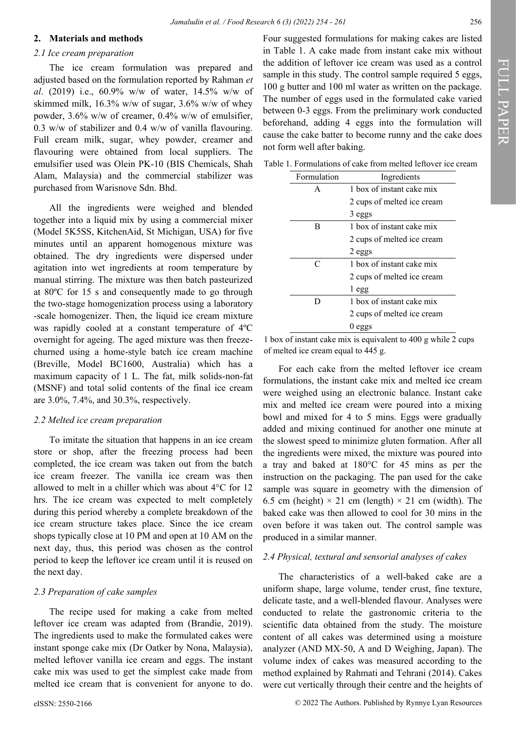## 2. Materials and methods

### 2.1 Ice cream preparation

The ice cream formulation was prepared and adjusted based on the formulation reported by Rahman *et al*. (2019) i.e., 60.9% w/w of water, 14.5% w/w of skimmed milk, 16.3% w/w of sugar, 3.6% w/w of whey powder, 3.6% w/w of creamer, 0.4% w/w of emulsifier, 0.3 w/w of stabilizer and 0.4 w/w of vanilla flavouring. Full cream milk, sugar, whey powder, creamer and flavouring were obtained from local suppliers. The emulsifier used was Olein PK-10 (BIS Chemicals, Shah Alam, Malaysia) and the commercial stabilizer was purchased from Warisnove Sdn. Bhd.

All the ingredients were weighed and blended together into a liquid mix by using a commercial mixer (Model 5K5SS, KitchenAid, St Michigan, USA) for five minutes until an apparent homogenous mixture was obtained. The dry ingredients were dispersed under agitation into wet ingredients at room temperature by manual stirring. The mixture was then batch pasteurized at 80ºC for 15 s and consequently made to go through the two-stage homogenization process using a laboratory -scale homogenizer. Then, the liquid ice cream mixture was rapidly cooled at a constant temperature of 4ºC overnight for ageing. The aged mixture was then freeze-churned using a home-style batch ice cream machine (Breville, Model BC1600, Australia) which has a maximum capacity of 1 L. The fat, milk solids-non-fat (MSNF) and total solid contents of the final ice cream are 3.0%, 7.4%, and 30.3%, respectively.

### 2.2 Melted ice cream preparation

To imitate the situation that happens in an ice cream store or shop, after the freezing process had been completed, the ice cream was taken out from the batch ice cream freezer. The vanilla ice cream was then allowed to melt in a chiller which was about 4°C for 12 hrs. The ice cream was expected to melt completely during this period whereby a complete breakdown of the ice cream structure takes place. Since the ice cream shops typically close at 10 PM and open at 10 AM on the next day, thus, this period was chosen as the control period to keep the leftover ice cream until it is reused on the next day.

### 2.3 Preparation of cake samples

The recipe used for making a cake from melted leftover ice cream was adapted from (Brandie, 2019). The ingredients used to make the formulated cakes were instant sponge cake mix (Dr Oatker by Nona, Malaysia), melted leftover vanilla ice cream and eggs. The instant cake mix was used to get the simplest cake made from melted ice cream that is convenient for anyone to do. Four suggested formulations for making cakes are listed in Table 1. A cake made from instant cake mix without the addition of leftover ice cream was used as a control sample in this study. The control sample required 5 eggs, 100 g butter and 100 ml water as written on the package. The number of eggs used in the formulated cake varied between 0-3 eggs. From the preliminary work conducted beforehand, adding 4 eggs into the formulation will cause the cake batter to become runny and the cake does not form well after baking.

Table 1. Formulations of cake from melted leftover ice cream

| Formulation | Ingredients |
|---|---|
| A | 1 box of instant cake mix |
| | 2 cups of melted ice cream |
| | 3 eggs |
| B | 1 box of instant cake mix |
| | 2 cups of melted ice cream |
| | 2 eggs |
| C | 1 box of instant cake mix |
| | 2 cups of melted ice cream |
| | 1 egg |
| D | 1 box of instant cake mix |
| | 2 cups of melted ice cream |
| | 0 eggs |

1 box of instant cake mix is equivalent to 400 g while 2 cups of melted ice cream equal to 445 g.

For each cake from the melted leftover ice cream formulations, the instant cake mix and melted ice cream were weighed using an electronic balance. Instant cake mix and melted ice cream were poured into a mixing bowl and mixed for 4 to 5 mins. Eggs were gradually added and mixing continued for another one minute at the slowest speed to minimize gluten formation. After all the ingredients were mixed, the mixture was poured into a tray and baked at 180°C for 45 mins as per the instruction on the packaging. The pan used for the cake sample was square in geometry with the dimension of 6.5 cm (height) × 21 cm (length) × 21 cm (width). The baked cake was then allowed to cool for 30 mins in the oven before it was taken out. The control sample was produced in a similar manner.

### 2.4 Physical, textural and sensorial analyses of cakes

The characteristics of a well-baked cake are a uniform shape, large volume, tender crust, fine texture, delicate taste, and a well-blended flavour. Analyses were conducted to relate the gastronomic criteria to the scientific data obtained from the study. The moisture content of all cakes was determined using a moisture analyzer (AND MX-50, A and D Weighing, Japan). The volume index of cakes was measured according to the method explained by Rahmati and Tehrani (2014). Cakes were cut vertically through their centre and the heights of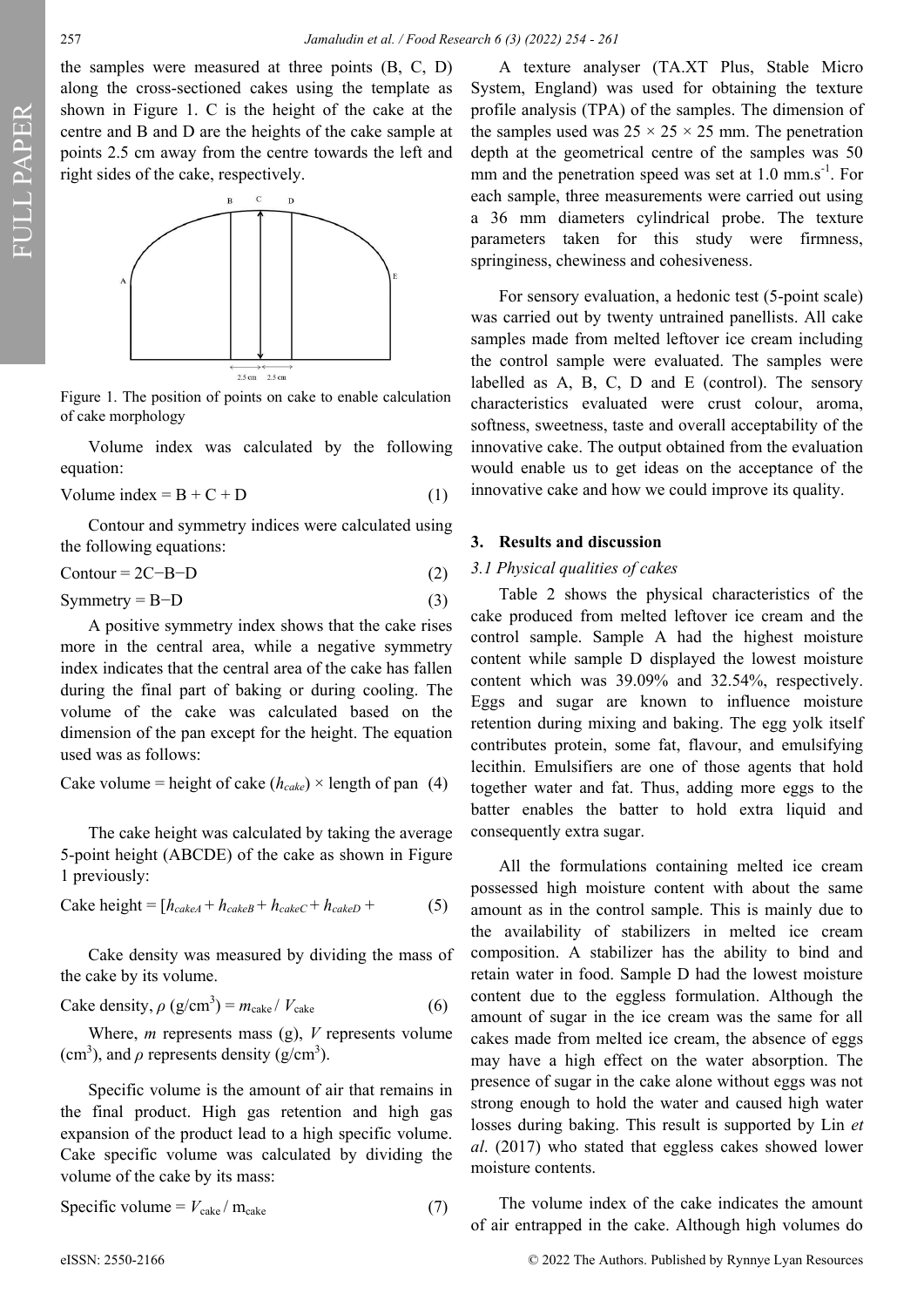the samples were measured at three points (B, C, D) along the cross-sectioned cakes using the template as shown in Figure 1. C is the height of the cake at the centre and B and D are the heights of the cake sample at points 2.5 cm away from the centre towards the left and right sides of the cake, respectively.

Figure 1. The position of points on cake to enable calculation of cake morphology

Volume index was calculated by the following equation:

$$\text{Volume index} = B + C + D \quad (1)$$

Contour and symmetry indices were calculated using the following equations:

$$\text{Contour} = 2C - B - D \quad (2)$$

$$\text{Symmetry} = B - D \quad (3)$$

A positive symmetry index shows that the cake rises more in the central area, while a negative symmetry index indicates that the central area of the cake has fallen during the final part of baking or during cooling. The volume of the cake was calculated based on the dimension of the pan except for the height. The equation used was as follows:

$$\text{Cake volume} = \text{height of cake } (h_{cake}) \times \text{length of pan} \quad (4)$$

The cake height was calculated by taking the average 5-point height (ABCDE) of the cake as shown in Figure 1 previously:

$$\text{Cake height} = [h_{cakeA} + h_{cakeB} + h_{cakeC} + h_{cakeD} + \quad (5)$$

Cake density was measured by dividing the mass of the cake by its volume.

$$\text{Cake density, } \rho \text{ (g/cm}^3\text{)} = m_{\text{cake}} / V_{\text{cake}} \quad (6)$$

Where, $m$ represents mass (g), $V$ represents volume ($cm^3$), and $\rho$ represents density ($g/cm^3$).

Specific volume is the amount of air that remains in the final product. High gas retention and high gas expansion of the product lead to a high specific volume. Cake specific volume was calculated by dividing the volume of the cake by its mass:

$$\text{Specific volume} = V_{\text{cake}} / m_{\text{cake}} \quad (7)$$

A texture analyser (TA.XT Plus, Stable Micro System, England) was used for obtaining the texture profile analysis (TPA) of the samples. The dimension of the samples used was 25 × 25 × 25 mm. The penetration depth at the geometrical centre of the samples was 50 mm and the penetration speed was set at 1.0 $mm.s^{-1}$. For each sample, three measurements were carried out using a 36 mm diameters cylindrical probe. The texture parameters taken for this study were firmness, springiness, chewiness and cohesiveness.

For sensory evaluation, a hedonic test (5-point scale) was carried out by twenty untrained panellists. All cake samples made from melted leftover ice cream including the control sample were evaluated. The samples were labelled as A, B, C, D and E (control). The sensory characteristics evaluated were crust colour, aroma, softness, sweetness, taste and overall acceptability of the innovative cake. The output obtained from the evaluation would enable us to get ideas on the acceptance of the innovative cake and how we could improve its quality.

## 3. Results and discussion

### 3.1 Physical qualities of cakes

Table 2 shows the physical characteristics of the cake produced from melted leftover ice cream and the control sample. Sample A had the highest moisture content while sample D displayed the lowest moisture content which was 39.09% and 32.54%, respectively. Eggs and sugar are known to influence moisture retention during mixing and baking. The egg yolk itself contributes protein, some fat, flavour, and emulsifying lecithin. Emulsifiers are one of those agents that hold together water and fat. Thus, adding more eggs to the batter enables the batter to hold extra liquid and consequently extra sugar.

All the formulations containing melted ice cream possessed high moisture content with about the same amount as in the control sample. This is mainly due to the availability of stabilizers in melted ice cream composition. A stabilizer has the ability to bind and retain water in food. Sample D had the lowest moisture content due to the eggless formulation. Although the amount of sugar in the ice cream was the same for all cakes made from melted ice cream, the absence of eggs may have a high effect on the water absorption. The presence of sugar in the cake alone without eggs was not strong enough to hold the water and caused high water losses during baking. This result is supported by Lin *et al*. (2017) who stated that eggless cakes showed lower moisture contents.

The volume index of the cake indicates the amount of air entrapped in the cake. Although high volumes do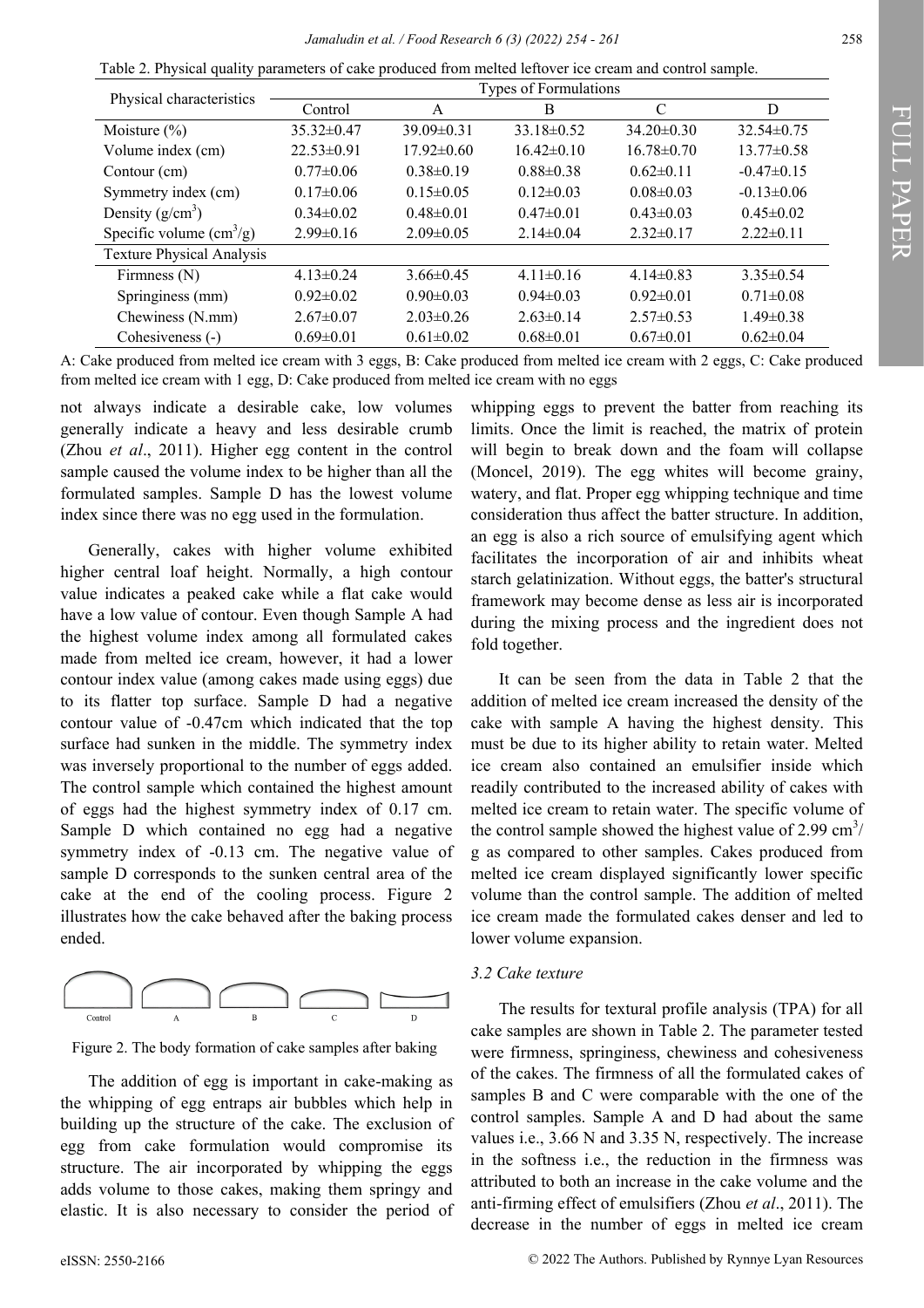Table 2. Physical quality parameters of cake produced from melted leftover ice cream and control sample.

| Physical characteristics | Types of Formulations | | | | |
|---|---|---|---|---|---|
| | Control | A | B | C | D |
| Moisture (%) | 35.32±0.47 | 39.09±0.31 | 33.18±0.52 | 34.20±0.30 | 32.54±0.75 |
| Volume index (cm) | 22.53±0.91 | 17.92±0.60 | 16.42±0.10 | 16.78±0.70 | 13.77±0.58 |
| Contour (cm) | 0.77±0.06 | 0.38±0.19 | 0.88±0.38 | 0.62±0.11 | -0.47±0.15 |
| Symmetry index (cm) | 0.17±0.06 | 0.15±0.05 | 0.12±0.03 | 0.08±0.03 | -0.13±0.06 |
| Density ($g/cm^3$) | 0.34±0.02 | 0.48±0.01 | 0.47±0.01 | 0.43±0.03 | 0.45±0.02 |
| Specific volume ($cm^3/g$) | 2.99±0.16 | 2.09±0.05 | 2.14±0.04 | 2.32±0.17 | 2.22±0.11 |
| Texture Physical Analysis | | | | | |
| Firmness (N) | 4.13±0.24 | 3.66±0.45 | 4.11±0.16 | 4.14±0.83 | 3.35±0.54 |
| Springiness (mm) | 0.92±0.02 | 0.90±0.03 | 0.94±0.03 | 0.92±0.01 | 0.71±0.08 |
| Chewiness (N.mm) | 2.67±0.07 | 2.03±0.26 | 2.63±0.14 | 2.57±0.53 | 1.49±0.38 |
| Cohesiveness (-) | 0.69±0.01 | 0.61±0.02 | 0.68±0.01 | 0.67±0.01 | 0.62±0.04 |

A: Cake produced from melted ice cream with 3 eggs, B: Cake produced from melted ice cream with 2 eggs, C: Cake produced from melted ice cream with 1 egg, D: Cake produced from melted ice cream with no eggs

not always indicate a desirable cake, low volumes generally indicate a heavy and less desirable crumb (Zhou *et al*., 2011). Higher egg content in the control sample caused the volume index to be higher than all the formulated samples. Sample D has the lowest volume index since there was no egg used in the formulation.

Generally, cakes with higher volume exhibited higher central loaf height. Normally, a high contour value indicates a peaked cake while a flat cake would have a low value of contour. Even though Sample A had the highest volume index among all formulated cakes made from melted ice cream, however, it had a lower contour index value (among cakes made using eggs) due to its flatter top surface. Sample D had a negative contour value of -0.47cm which indicated that the top surface had sunken in the middle. The symmetry index was inversely proportional to the number of eggs added. The control sample which contained the highest amount of eggs had the highest symmetry index of 0.17 cm. Sample D which contained no egg had a negative symmetry index of -0.13 cm. The negative value of sample D corresponds to the sunken central area of the cake at the end of the cooling process. Figure 2 illustrates how the cake behaved after the baking process ended.

Control A B C D

Figure 2. The body formation of cake samples after baking

The addition of egg is important in cake-making as the whipping of egg entraps air bubbles which help in building up the structure of the cake. The exclusion of egg from cake formulation would compromise its structure. The air incorporated by whipping the eggs adds volume to those cakes, making them springy and elastic. It is also necessary to consider the period of whipping eggs to prevent the batter from reaching its limits. Once the limit is reached, the matrix of protein will begin to break down and the foam will collapse (Moncel, 2019). The egg whites will become grainy, watery, and flat. Proper egg whipping technique and time consideration thus affect the batter structure. In addition, an egg is also a rich source of emulsifying agent which facilitates the incorporation of air and inhibits wheat starch gelatinization. Without eggs, the batter's structural framework may become dense as less air is incorporated during the mixing process and the ingredient does not fold together.

It can be seen from the data in Table 2 that the addition of melted ice cream increased the density of the cake with sample A having the highest density. This must be due to its higher ability to retain water. Melted ice cream also contained an emulsifier inside which readily contributed to the increased ability of cakes with melted ice cream to retain water. The specific volume of the control sample showed the highest value of 2.99 $cm^3/g$ as compared to other samples. Cakes produced from melted ice cream displayed significantly lower specific volume than the control sample. The addition of melted ice cream made the formulated cakes denser and led to lower volume expansion.

### 3.2 Cake texture

The results for textural profile analysis (TPA) for all cake samples are shown in Table 2. The parameter tested were firmness, springiness, chewiness and cohesiveness of the cakes. The firmness of all the formulated cakes of samples B and C were comparable with the one of the control samples. Sample A and D had about the same values i.e., 3.66 N and 3.35 N, respectively. The increase in the softness i.e., the reduction in the firmness was attributed to both an increase in the cake volume and the anti-firming effect of emulsifiers (Zhou *et al*., 2011). The decrease in the number of eggs in melted ice cream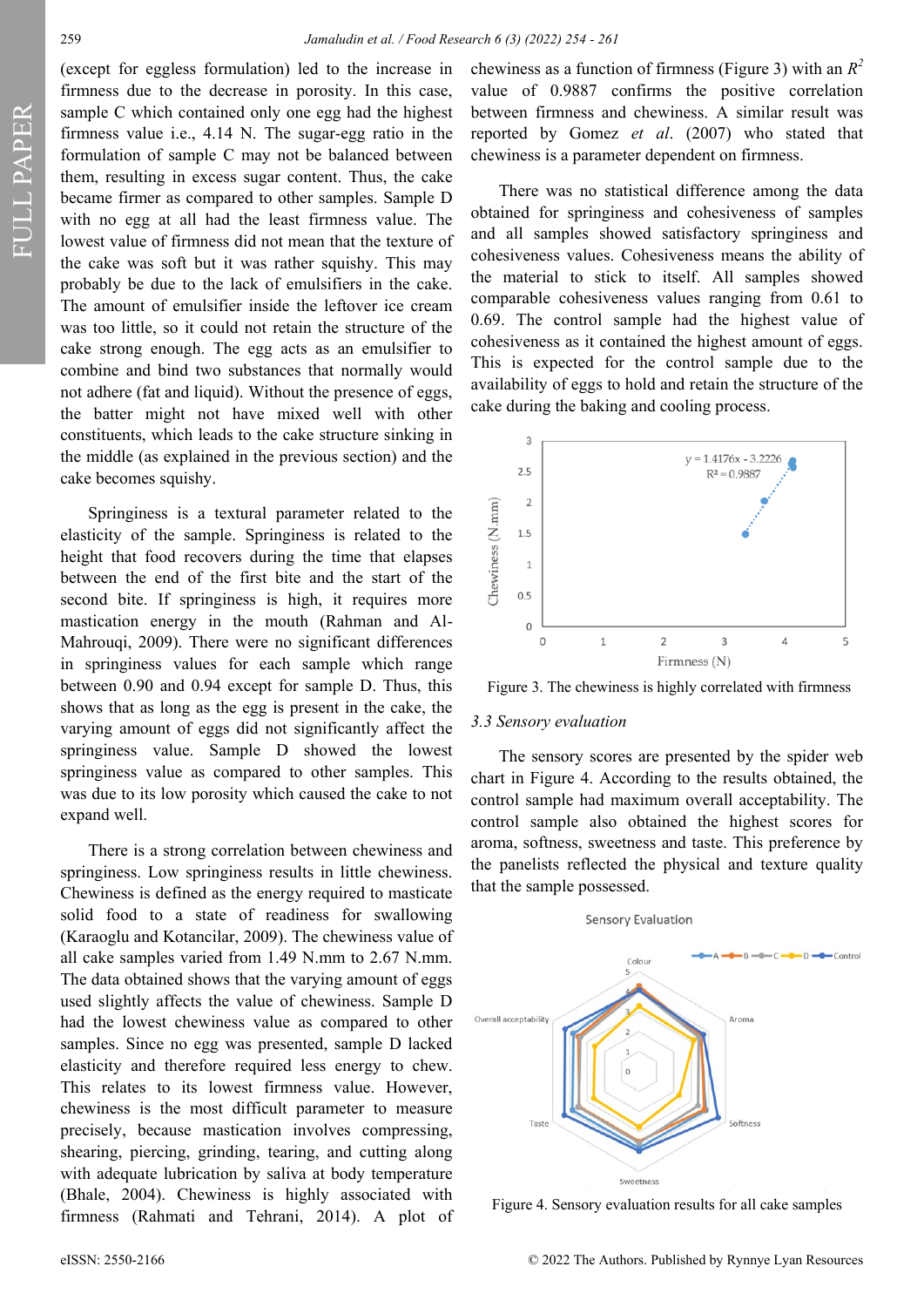(except for eggless formulation) led to the increase in firmness due to the decrease in porosity. In this case, sample C which contained only one egg had the highest firmness value i.e., 4.14 N. The sugar-egg ratio in the formulation of sample C may not be balanced between them, resulting in excess sugar content. Thus, the cake became firmer as compared to other samples. Sample D with no egg at all had the least firmness value. The lowest value of firmness did not mean that the texture of the cake was soft but it was rather squishy. This may probably be due to the lack of emulsifiers in the cake. The amount of emulsifier inside the leftover ice cream was too little, so it could not retain the structure of the cake strong enough. The egg acts as an emulsifier to combine and bind two substances that normally would not adhere (fat and liquid). Without the presence of eggs, the batter might not have mixed well with other constituents, which leads to the cake structure sinking in the middle (as explained in the previous section) and the cake becomes squishy.

Springiness is a textural parameter related to the elasticity of the sample. Springiness is related to the height that food recovers during the time that elapses between the end of the first bite and the start of the second bite. If springiness is high, it requires more mastication energy in the mouth (Rahman and Al-Mahrouqi, 2009). There were no significant differences in springiness values for each sample which range between 0.90 and 0.94 except for sample D. Thus, this shows that as long as the egg is present in the cake, the varying amount of eggs did not significantly affect the springiness value. Sample D showed the lowest springiness value as compared to other samples. This was due to its low porosity which caused the cake to not expand well.

There is a strong correlation between chewiness and springiness. Low springiness results in little chewiness. Chewiness is defined as the energy required to masticate solid food to a state of readiness for swallowing (Karaoglu and Kotancilar, 2009). The chewiness value of all cake samples varied from 1.49 N.mm to 2.67 N.mm. The data obtained shows that the varying amount of eggs used slightly affects the value of chewiness. Sample D had the lowest chewiness value as compared to other samples. Since no egg was presented, sample D lacked elasticity and therefore required less energy to chew. This relates to its lowest firmness value. However, chewiness is the most difficult parameter to measure precisely, because mastication involves compressing, shearing, piercing, grinding, tearing, and cutting along with adequate lubrication by saliva at body temperature (Bhale, 2004). Chewiness is highly associated with firmness (Rahmati and Tehrani, 2014). A plot of chewiness as a function of firmness (Figure 3) with an $R^2$ value of 0.9887 confirms the positive correlation between firmness and chewiness. A similar result was reported by Gomez *et al.* (2007) who stated that chewiness is a parameter dependent on firmness.

There was no statistical difference among the data obtained for springiness and cohesiveness of samples and all samples showed satisfactory springiness and cohesiveness values. Cohesiveness means the ability of the material to stick to itself. All samples showed comparable cohesiveness values ranging from 0.61 to 0.69. The control sample had the highest value of cohesiveness as it contained the highest amount of eggs. This is expected for the control sample due to the availability of eggs to hold and retain the structure of the cake during the baking and cooling process.

Figure 3. The chewiness is highly correlated with firmness

### 3.3 Sensory evaluation

The sensory scores are presented by the spider web chart in Figure 4. According to the results obtained, the control sample had maximum overall acceptability. The control sample also obtained the highest scores for aroma, softness, sweetness and taste. This preference by the panelists reflected the physical and texture quality that the sample possessed.

Figure 4. Sensory evaluation results for all cake samples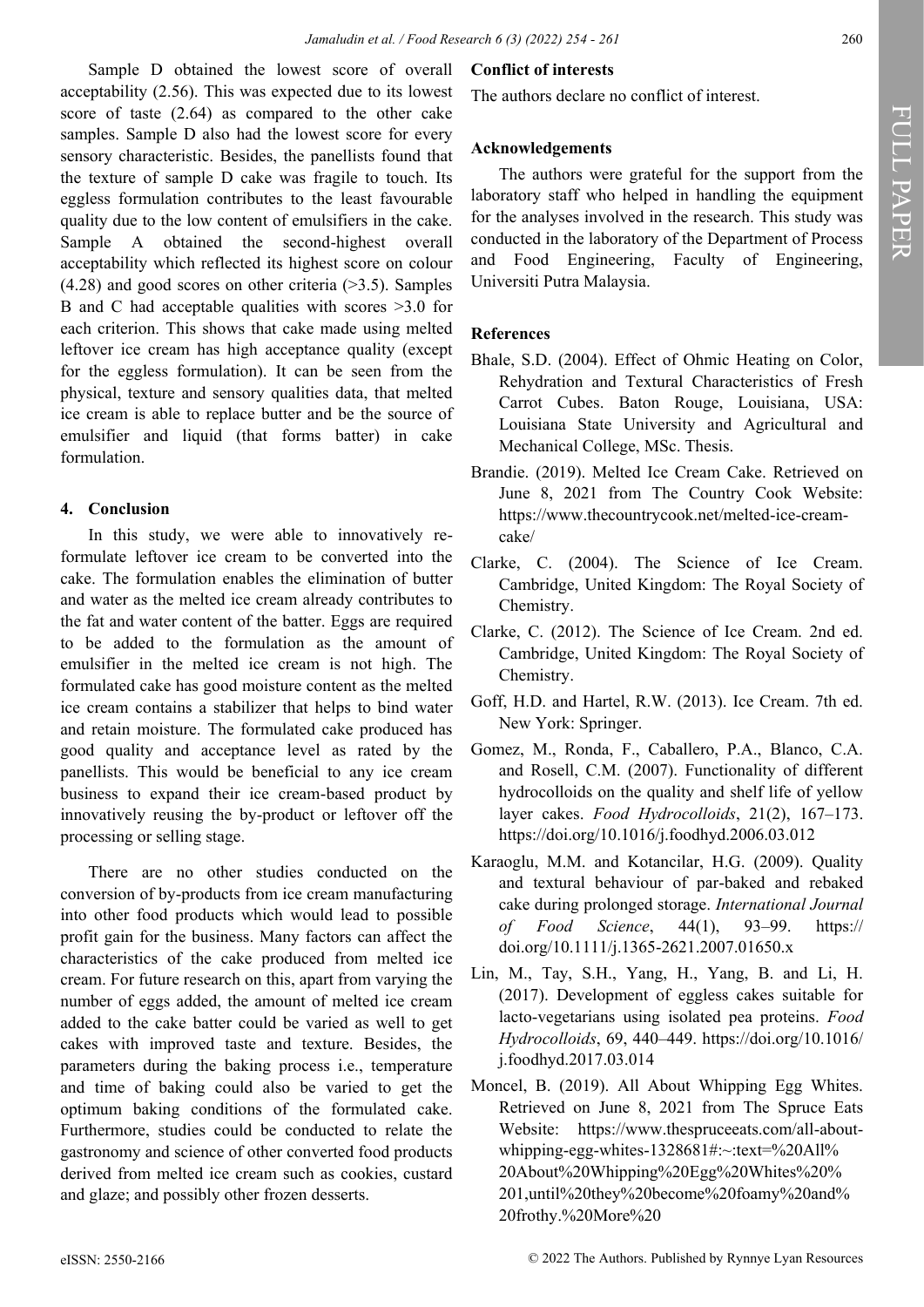Sample D obtained the lowest score of overall acceptability (2.56). This was expected due to its lowest score of taste (2.64) as compared to the other cake samples. Sample D also had the lowest score for every sensory characteristic. Besides, the panellists found that the texture of sample D cake was fragile to touch. Its eggless formulation contributes to the least favourable quality due to the low content of emulsifiers in the cake. Sample A obtained the second-highest overall acceptability which reflected its highest score on colour (4.28) and good scores on other criteria (>3.5). Samples B and C had acceptable qualities with scores >3.0 for each criterion. This shows that cake made using melted leftover ice cream has high acceptance quality (except for the eggless formulation). It can be seen from the physical, texture and sensory qualities data, that melted ice cream is able to replace butter and be the source of emulsifier and liquid (that forms batter) in cake formulation.

## 4. Conclusion

In this study, we were able to innovatively re-formulate leftover ice cream to be converted into the cake. The formulation enables the elimination of butter and water as the melted ice cream already contributes to the fat and water content of the batter. Eggs are required to be added to the formulation as the amount of emulsifier in the melted ice cream is not high. The formulated cake has good moisture content as the melted ice cream contains a stabilizer that helps to bind water and retain moisture. The formulated cake produced has good quality and acceptance level as rated by the panellists. This would be beneficial to any ice cream business to expand their ice cream-based product by innovatively reusing the by-product or leftover off the processing or selling stage.

There are no other studies conducted on the conversion of by-products from ice cream manufacturing into other food products which would lead to possible profit gain for the business. Many factors can affect the characteristics of the cake produced from melted ice cream. For future research on this, apart from varying the number of eggs added, the amount of melted ice cream added to the cake batter could be varied as well to get cakes with improved taste and texture. Besides, the parameters during the baking process i.e., temperature and time of baking could also be varied to get the optimum baking conditions of the formulated cake. Furthermore, studies could be conducted to relate the gastronomy and science of other converted food products derived from melted ice cream such as cookies, custard and glaze; and possibly other frozen desserts.

## Conflict of interests

The authors declare no conflict of interest.

## Acknowledgements

The authors were grateful for the support from the laboratory staff who helped in handling the equipment for the analyses involved in the research. This study was conducted in the laboratory of the Department of Process and Food Engineering, Faculty of Engineering, Universiti Putra Malaysia.

## References

Bhale, S.D. (2004). Effect of Ohmic Heating on Color, Rehydration and Textural Characteristics of Fresh Carrot Cubes. Baton Rouge, Louisiana, USA: Louisiana State University and Agricultural and Mechanical College, MSc. Thesis.

Brandie. (2019). Melted Ice Cream Cake. Retrieved on June 8, 2021 from The Country Cook Website: https://www.thecountrycook.net/melted-ice-cream-cake/

Clarke, C. (2004). The Science of Ice Cream. Cambridge, United Kingdom: The Royal Society of Chemistry.

Clarke, C. (2012). The Science of Ice Cream. 2nd ed. Cambridge, United Kingdom: The Royal Society of Chemistry.

Goff, H.D. and Hartel, R.W. (2013). Ice Cream. 7th ed. New York: Springer.

Gomez, M., Ronda, F., Caballero, P.A., Blanco, C.A. and Rosell, C.M. (2007). Functionality of different hydrocolloids on the quality and shelf life of yellow layer cakes. *Food Hydrocolloids*, 21(2), 167–173. https://doi.org/10.1016/j.foodhyd.2006.03.012

Karaoglu, M.M. and Kotancilar, H.G. (2009). Quality and textural behaviour of par-baked and rebaked cake during prolonged storage. *International Journal of Food Science*, 44(1), 93–99. https://doi.org/10.1111/j.1365-2621.2007.01650.x

Lin, M., Tay, S.H., Yang, H., Yang, B. and Li, H. (2017). Development of eggless cakes suitable for lacto-vegetarians using isolated pea proteins. *Food Hydrocolloids*, 69, 440–449. https://doi.org/10.1016/j.foodhyd.2017.03.014

Moncel, B. (2019). All About Whipping Egg Whites. Retrieved on June 8, 2021 from The Spruce Eats Website: https://www.thespruceeats.com/all-about-whipping-egg-whites-1328681#:~:text=%20All%20About%20Whipping%20Egg%20Whites%20%201,until%20they%20become%20foamy%20and%20frothy.%20More%20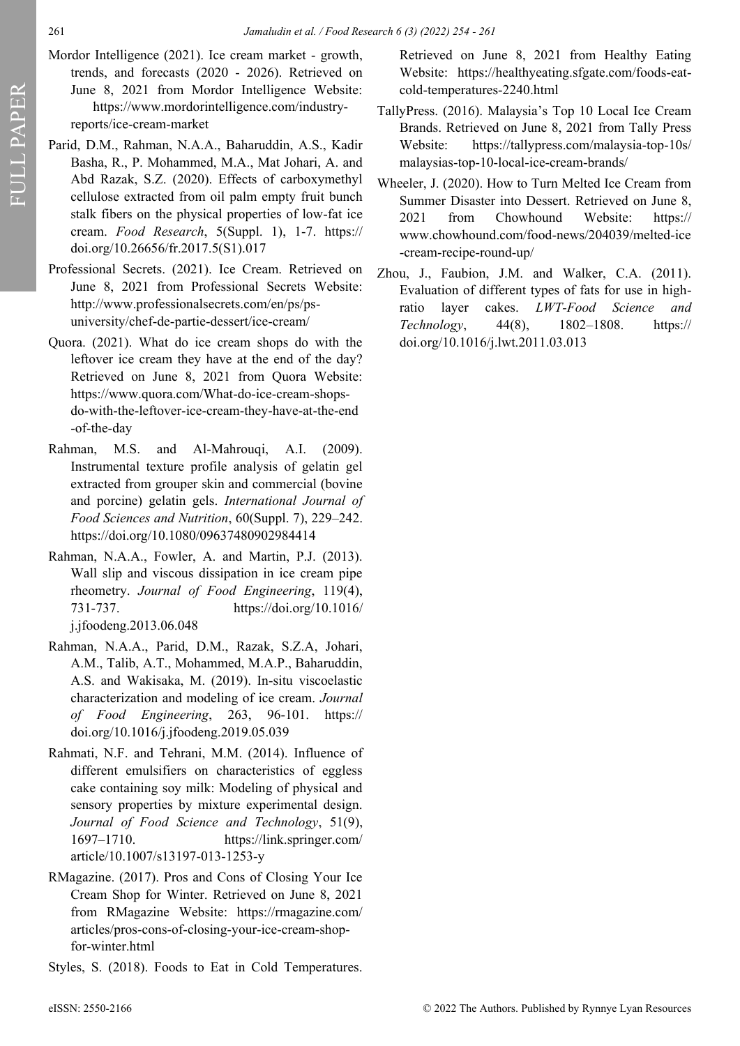Mordor Intelligence (2021). Ice cream market - growth, trends, and forecasts (2020 - 2026). Retrieved on June 8, 2021 from Mordor Intelligence Website: https://www.mordorintelligence.com/industry-reports/ice-cream-market

Parid, D.M., Rahman, N.A.A., Baharuddin, A.S., Kadir Basha, R., P. Mohammed, M.A., Mat Johari, A. and Abd Razak, S.Z. (2020). Effects of carboxymethyl cellulose extracted from oil palm empty fruit bunch stalk fibers on the physical properties of low-fat ice cream. *Food Research*, 5(Suppl. 1), 1-7. https://doi.org/10.26656/fr.2017.5(S1).017

Professional Secrets. (2021). Ice Cream. Retrieved on June 8, 2021 from Professional Secrets Website: http://www.professionalsecrets.com/en/ps/ps-university/chef-de-partie-dessert/ice-cream/

Quora. (2021). What do ice cream shops do with the leftover ice cream they have at the end of the day? Retrieved on June 8, 2021 from Quora Website: https://www.quora.com/What-do-ice-cream-shops-do-with-the-leftover-ice-cream-they-have-at-the-end-of-the-day

Rahman, M.S. and Al-Mahrouqi, A.I. (2009). Instrumental texture profile analysis of gelatin gel extracted from grouper skin and commercial (bovine and porcine) gelatin gels. *International Journal of Food Sciences and Nutrition*, 60(Suppl. 7), 229–242. https://doi.org/10.1080/09637480902984414

Rahman, N.A.A., Fowler, A. and Martin, P.J. (2013). Wall slip and viscous dissipation in ice cream pipe rheometry. *Journal of Food Engineering*, 119(4), 731-737. https://doi.org/10.1016/j.jfoodeng.2013.06.048

Rahman, N.A.A., Parid, D.M., Razak, S.Z.A, Johari, A.M., Talib, A.T., Mohammed, M.A.P., Baharuddin, A.S. and Wakisaka, M. (2019). In-situ viscoelastic characterization and modeling of ice cream. *Journal of Food Engineering*, 263, 96-101. https://doi.org/10.1016/j.jfoodeng.2019.05.039

Rahmati, N.F. and Tehrani, M.M. (2014). Influence of different emulsifiers on characteristics of eggless cake containing soy milk: Modeling of physical and sensory properties by mixture experimental design. *Journal of Food Science and Technology*, 51(9), 1697–1710. https://link.springer.com/article/10.1007/s13197-013-1253-y

RMagazine. (2017). Pros and Cons of Closing Your Ice Cream Shop for Winter. Retrieved on June 8, 2021 from RMagazine Website: https://rmagazine.com/articles/pros-cons-of-closing-your-ice-cream-shop-for-winter.html

Styles, S. (2018). Foods to Eat in Cold Temperatures. Retrieved on June 8, 2021 from Healthy Eating Website: https://healthyeating.sfgate.com/foods-eat-cold-temperatures-2240.html

TallyPress. (2016). Malaysia's Top 10 Local Ice Cream Brands. Retrieved on June 8, 2021 from Tally Press Website: https://tallypress.com/malaysia-top-10s/malaysias-top-10-local-ice-cream-brands/

Wheeler, J. (2020). How to Turn Melted Ice Cream from Summer Disaster into Dessert. Retrieved on June 8, 2021 from Chowhound Website: https://www.chowhound.com/food-news/204039/melted-ice-cream-recipe-round-up/

Zhou, J., Faubion, J.M. and Walker, C.A. (2011). Evaluation of different types of fats for use in high-ratio layer cakes. *LWT-Food Science and Technology*, 44(8), 1802–1808. https://doi.org/10.1016/j.lwt.2011.03.013